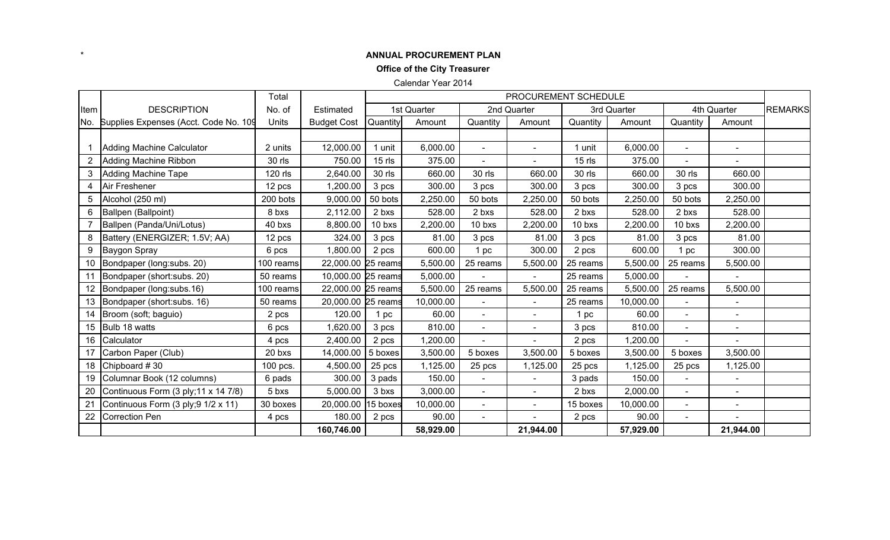*

# ANNUAL PROCUREMENT PLAN

## Office of the City Treasurer

Calendar Year 2014

| Item | DESCRIPTION | Total | | PROCUREMENT SCHEDULE | | | | | | | | |
|---|---|---|---|---|---|---|---|---|---|---|---|---|
| | | No. of | Estimated | 1st Quarter | | 2nd Quarter | | 3rd Quarter | | 4th Quarter | | REMARKS |
| No. | Supplies Expenses (Acct. Code No. 109 | Units | Budget Cost | Quantity | Amount | Quantity | Amount | Quantity | Amount | Quantity | Amount | |
| | | | | | | | | | | | | |
| 1 | Adding Machine Calculator | 2 units | 12,000.00 | 1 unit | 6,000.00 | - | - | 1 unit | 6,000.00 | - | - | |
| 2 | Adding Machine Ribbon | 30 rls | 750.00 | 15 rls | 375.00 | - | - | 15 rls | 375.00 | - | - | |
| 3 | Adding Machine Tape | 120 rls | 2,640.00 | 30 rls | 660.00 | 30 rls | 660.00 | 30 rls | 660.00 | 30 rls | 660.00 | |
| 4 | Air Freshener | 12 pcs | 1,200.00 | 3 pcs | 300.00 | 3 pcs | 300.00 | 3 pcs | 300.00 | 3 pcs | 300.00 | |
| 5 | Alcohol (250 ml) | 200 bots | 9,000.00 | 50 bots | 2,250.00 | 50 bots | 2,250.00 | 50 bots | 2,250.00 | 50 bots | 2,250.00 | |
| 6 | Ballpen (Ballpoint) | 8 bxs | 2,112.00 | 2 bxs | 528.00 | 2 bxs | 528.00 | 2 bxs | 528.00 | 2 bxs | 528.00 | |
| 7 | Ballpen (Panda/Uni/Lotus) | 40 bxs | 8,800.00 | 10 bxs | 2,200.00 | 10 bxs | 2,200.00 | 10 bxs | 2,200.00 | 10 bxs | 2,200.00 | |
| 8 | Battery (ENERGIZER; 1.5V; AA) | 12 pcs | 324.00 | 3 pcs | 81.00 | 3 pcs | 81.00 | 3 pcs | 81.00 | 3 pcs | 81.00 | |
| 9 | Baygon Spray | 6 pcs | 1,800.00 | 2 pcs | 600.00 | 1 pc | 300.00 | 2 pcs | 600.00 | 1 pc | 300.00 | |
| 10 | Bondpaper (long:subs. 20) | 100 reams | 22,000.00 | 25 reams | 5,500.00 | 25 reams | 5,500.00 | 25 reams | 5,500.00 | 25 reams | 5,500.00 | |
| 11 | Bondpaper (short:subs. 20) | 50 reams | 10,000.00 | 25 reams | 5,000.00 | - | - | 25 reams | 5,000.00 | - | - | |
| 12 | Bondpaper (long:subs.16) | 100 reams | 22,000.00 | 25 reams | 5,500.00 | 25 reams | 5,500.00 | 25 reams | 5,500.00 | 25 reams | 5,500.00 | |
| 13 | Bondpaper (short:subs. 16) | 50 reams | 20,000.00 | 25 reams | 10,000.00 | - | - | 25 reams | 10,000.00 | - | - | |
| 14 | Broom (soft; baguio) | 2 pcs | 120.00 | 1 pc | 60.00 | - | - | 1 pc | 60.00 | - | - | |
| 15 | Bulb 18 watts | 6 pcs | 1,620.00 | 3 pcs | 810.00 | - | - | 3 pcs | 810.00 | - | - | |
| 16 | Calculator | 4 pcs | 2,400.00 | 2 pcs | 1,200.00 | - | - | 2 pcs | 1,200.00 | - | - | |
| 17 | Carbon Paper (Club) | 20 bxs | 14,000.00 | 5 boxes | 3,500.00 | 5 boxes | 3,500.00 | 5 boxes | 3,500.00 | 5 boxes | 3,500.00 | |
| 18 | Chipboard # 30 | 100 pcs. | 4,500.00 | 25 pcs | 1,125.00 | 25 pcs | 1,125.00 | 25 pcs | 1,125.00 | 25 pcs | 1,125.00 | |
| 19 | Columnar Book (12 columns) | 6 pads | 300.00 | 3 pads | 150.00 | - | - | 3 pads | 150.00 | - | - | |
| 20 | Continuous Form (3 ply;11 x 14 7/8) | 5 bxs | 5,000.00 | 3 bxs | 3,000.00 | - | - | 2 bxs | 2,000.00 | - | - | |
| 21 | Continuous Form (3 ply;9 1/2 x 11) | 30 boxes | 20,000.00 | 15 boxes | 10,000.00 | - | - | 15 boxes | 10,000.00 | - | - | |
| 22 | Correction Pen | 4 pcs | 180.00 | 2 pcs | 90.00 | - | - | 2 pcs | 90.00 | - | - | |
| | | | **160,746.00** | | **58,929.00** | | **21,944.00** | | **57,929.00** | | **21,944.00** | |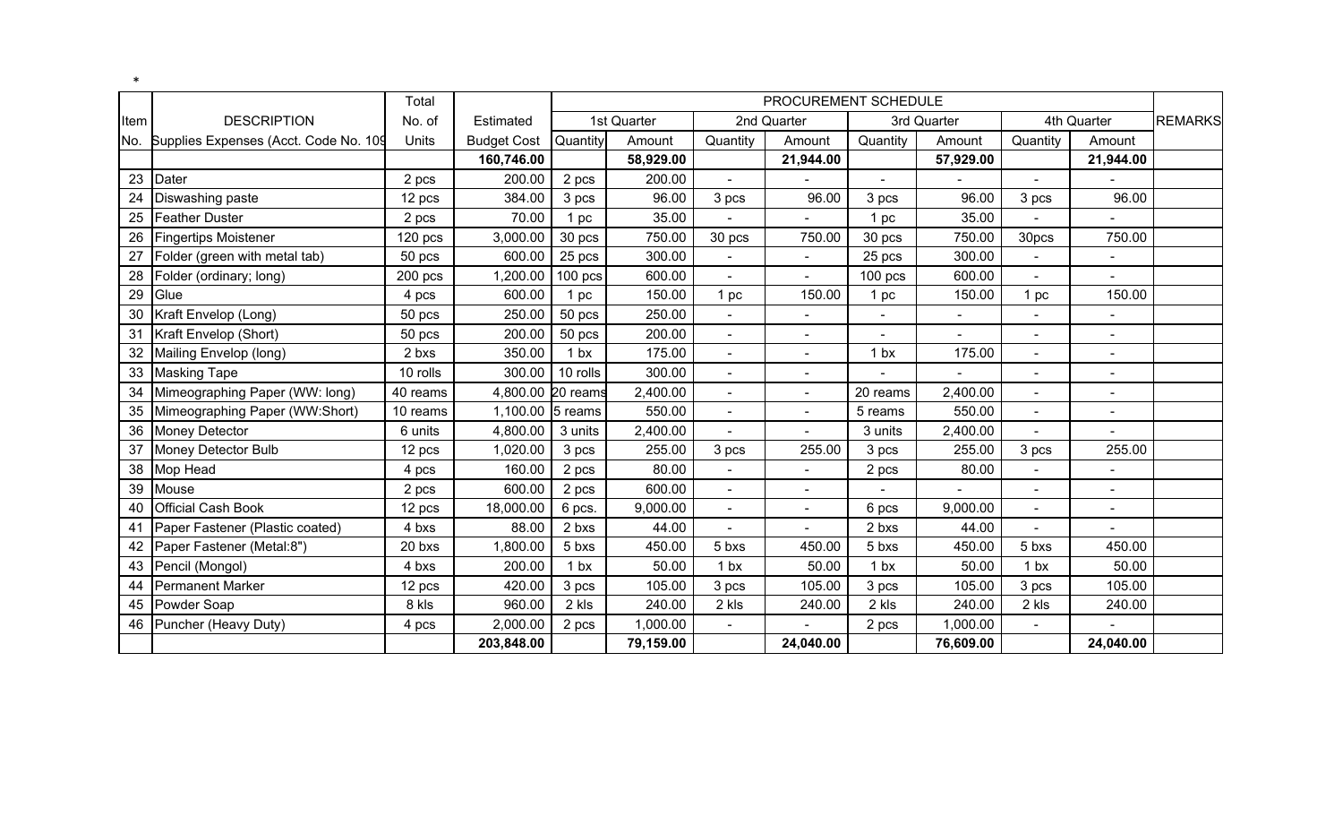*

| Item | DESCRIPTION | Total | Estimated | PROCUREMENT SCHEDULE | | | | | | | | REMARKS |
|---|---|---|---|---|---|---|---|---|---|---|---|---|
| | | No. of | | 1st Quarter | | 2nd Quarter | | 3rd Quarter | | 4th Quarter | | |
| No. | Supplies Expenses (Acct. Code No. 109 | Units | Budget Cost | Quantity | Amount | Quantity | Amount | Quantity | Amount | Quantity | Amount | |
| | | | **160,746.00** | | **58,929.00** | | **21,944.00** | | **57,929.00** | | **21,944.00** | |
| 23 | Dater | 2 pcs | 200.00 | 2 pcs | 200.00 | - | - | - | - | - | - | |
| 24 | Diswashing paste | 12 pcs | 384.00 | 3 pcs | 96.00 | 3 pcs | 96.00 | 3 pcs | 96.00 | 3 pcs | 96.00 | |
| 25 | Feather Duster | 2 pcs | 70.00 | 1 pc | 35.00 | - | - | 1 pc | 35.00 | - | - | |
| 26 | Fingertips Moistener | 120 pcs | 3,000.00 | 30 pcs | 750.00 | 30 pcs | 750.00 | 30 pcs | 750.00 | 30pcs | 750.00 | |
| 27 | Folder (green with metal tab) | 50 pcs | 600.00 | 25 pcs | 300.00 | - | - | 25 pcs | 300.00 | - | - | |
| 28 | Folder (ordinary; long) | 200 pcs | 1,200.00 | 100 pcs | 600.00 | - | - | 100 pcs | 600.00 | - | - | |
| 29 | Glue | 4 pcs | 600.00 | 1 pc | 150.00 | 1 pc | 150.00 | 1 pc | 150.00 | 1 pc | 150.00 | |
| 30 | Kraft Envelop (Long) | 50 pcs | 250.00 | 50 pcs | 250.00 | - | - | - | - | - | - | |
| 31 | Kraft Envelop (Short) | 50 pcs | 200.00 | 50 pcs | 200.00 | - | - | - | - | - | - | |
| 32 | Mailing Envelop (long) | 2 bxs | 350.00 | 1 bx | 175.00 | - | - | 1 bx | 175.00 | - | - | |
| 33 | Masking Tape | 10 rolls | 300.00 | 10 rolls | 300.00 | - | - | - | - | - | - | |
| 34 | Mimeographing Paper (WW: long) | 40 reams | 4,800.00 | 20 reams | 2,400.00 | - | - | 20 reams | 2,400.00 | - | - | |
| 35 | Mimeographing Paper (WW:Short) | 10 reams | 1,100.00 | 5 reams | 550.00 | - | - | 5 reams | 550.00 | - | - | |
| 36 | Money Detector | 6 units | 4,800.00 | 3 units | 2,400.00 | - | - | 3 units | 2,400.00 | - | - | |
| 37 | Money Detector Bulb | 12 pcs | 1,020.00 | 3 pcs | 255.00 | 3 pcs | 255.00 | 3 pcs | 255.00 | 3 pcs | 255.00 | |
| 38 | Mop Head | 4 pcs | 160.00 | 2 pcs | 80.00 | - | - | 2 pcs | 80.00 | - | - | |
| 39 | Mouse | 2 pcs | 600.00 | 2 pcs | 600.00 | - | - | - | - | - | - | |
| 40 | Official Cash Book | 12 pcs | 18,000.00 | 6 pcs. | 9,000.00 | - | - | 6 pcs | 9,000.00 | - | - | |
| 41 | Paper Fastener (Plastic coated) | 4 bxs | 88.00 | 2 bxs | 44.00 | - | - | 2 bxs | 44.00 | - | - | |
| 42 | Paper Fastener (Metal:8") | 20 bxs | 1,800.00 | 5 bxs | 450.00 | 5 bxs | 450.00 | 5 bxs | 450.00 | 5 bxs | 450.00 | |
| 43 | Pencil (Mongol) | 4 bxs | 200.00 | 1 bx | 50.00 | 1 bx | 50.00 | 1 bx | 50.00 | 1 bx | 50.00 | |
| 44 | Permanent Marker | 12 pcs | 420.00 | 3 pcs | 105.00 | 3 pcs | 105.00 | 3 pcs | 105.00 | 3 pcs | 105.00 | |
| 45 | Powder Soap | 8 kls | 960.00 | 2 kls | 240.00 | 2 kls | 240.00 | 2 kls | 240.00 | 2 kls | 240.00 | |
| 46 | Puncher (Heavy Duty) | 4 pcs | 2,000.00 | 2 pcs | 1,000.00 | - | - | 2 pcs | 1,000.00 | - | - | |
| | | | **203,848.00** | | **79,159.00** | | **24,040.00** | | **76,609.00** | | **24,040.00** | |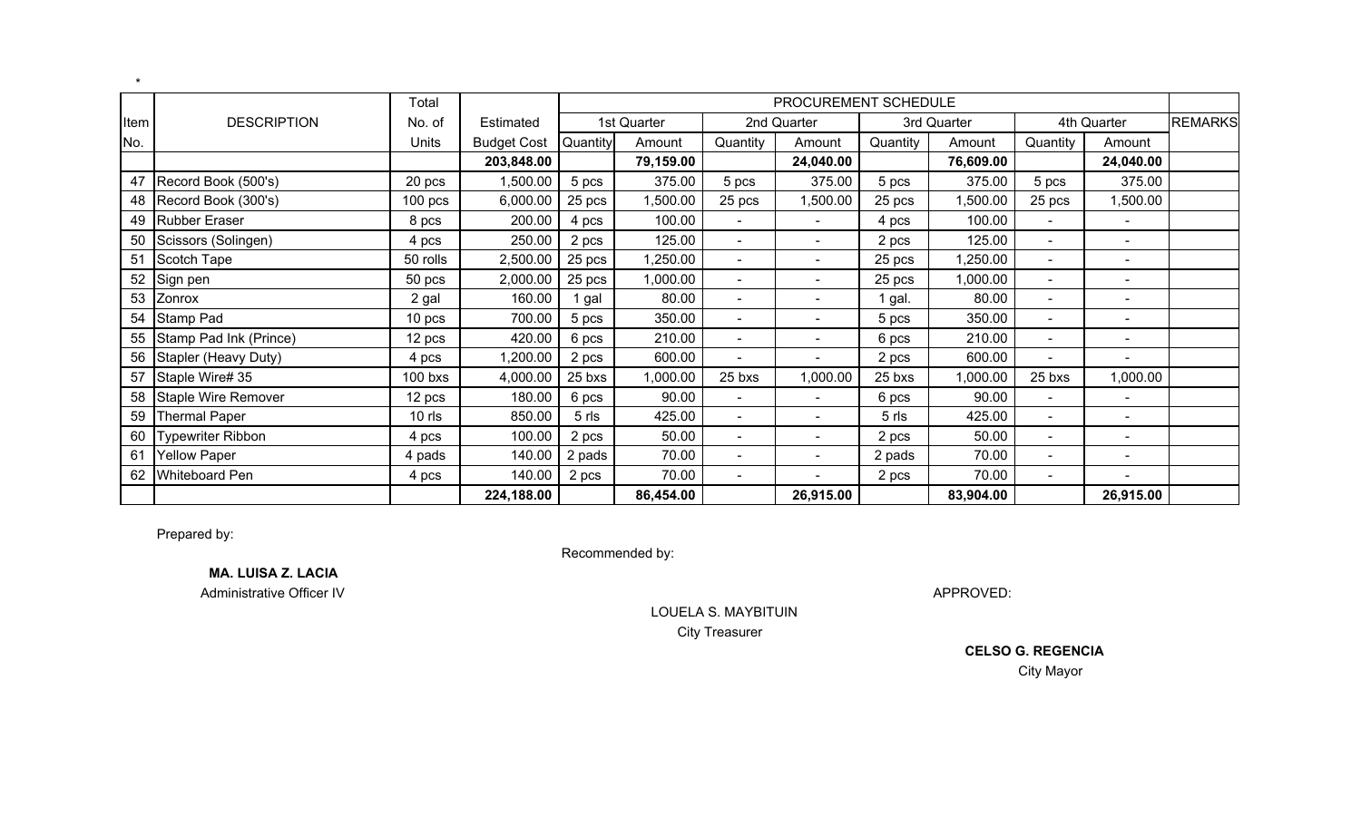*

| Item No. | DESCRIPTION | Total No. of Units | Estimated Budget Cost | PROCUREMENT SCHEDULE | | | | | | | | REMARKS |
|---|---|---|---|---|---|---|---|---|---|---|---|---|
| | | | | 1st Quarter | | 2nd Quarter | | 3rd Quarter | | 4th Quarter | | |
| | | | | Quantity | Amount | Quantity | Amount | Quantity | Amount | Quantity | Amount | |
| | | | **203,848.00** | | **79,159.00** | | **24,040.00** | | **76,609.00** | | **24,040.00** | |
| 47 | Record Book (500's) | 20 pcs | 1,500.00 | 5 pcs | 375.00 | 5 pcs | 375.00 | 5 pcs | 375.00 | 5 pcs | 375.00 | |
| 48 | Record Book (300's) | 100 pcs | 6,000.00 | 25 pcs | 1,500.00 | 25 pcs | 1,500.00 | 25 pcs | 1,500.00 | 25 pcs | 1,500.00 | |
| 49 | Rubber Eraser | 8 pcs | 200.00 | 4 pcs | 100.00 | - | - | 4 pcs | 100.00 | - | - | |
| 50 | Scissors (Solingen) | 4 pcs | 250.00 | 2 pcs | 125.00 | - | - | 2 pcs | 125.00 | - | - | |
| 51 | Scotch Tape | 50 rolls | 2,500.00 | 25 pcs | 1,250.00 | - | - | 25 pcs | 1,250.00 | - | - | |
| 52 | Sign pen | 50 pcs | 2,000.00 | 25 pcs | 1,000.00 | - | - | 25 pcs | 1,000.00 | - | - | |
| 53 | Zonrox | 2 gal | 160.00 | 1 gal | 80.00 | - | - | 1 gal. | 80.00 | - | - | |
| 54 | Stamp Pad | 10 pcs | 700.00 | 5 pcs | 350.00 | - | - | 5 pcs | 350.00 | - | - | |
| 55 | Stamp Pad Ink (Prince) | 12 pcs | 420.00 | 6 pcs | 210.00 | - | - | 6 pcs | 210.00 | - | - | |
| 56 | Stapler (Heavy Duty) | 4 pcs | 1,200.00 | 2 pcs | 600.00 | - | - | 2 pcs | 600.00 | - | - | |
| 57 | Staple Wire# 35 | 100 bxs | 4,000.00 | 25 bxs | 1,000.00 | 25 bxs | 1,000.00 | 25 bxs | 1,000.00 | 25 bxs | 1,000.00 | |
| 58 | Staple Wire Remover | 12 pcs | 180.00 | 6 pcs | 90.00 | - | - | 6 pcs | 90.00 | - | - | |
| 59 | Thermal Paper | 10 rls | 850.00 | 5 rls | 425.00 | - | - | 5 rls | 425.00 | - | - | |
| 60 | Typewriter Ribbon | 4 pcs | 100.00 | 2 pcs | 50.00 | - | - | 2 pcs | 50.00 | - | - | |
| 61 | Yellow Paper | 4 pads | 140.00 | 2 pads | 70.00 | - | - | 2 pads | 70.00 | - | - | |
| 62 | Whiteboard Pen | 4 pcs | 140.00 | 2 pcs | 70.00 | - | - | 2 pcs | 70.00 | - | - | |
| | | | **224,188.00** | | **86,454.00** | | **26,915.00** | | **83,904.00** | | **26,915.00** | |

Prepared by:

**MA. LUISA Z. LACIA**
Administrative Officer IV

Recommended by:

LOUELA S. MAYBITUIN
City Treasurer

APPROVED:

**CELSO G. REGENCIA**
City Mayor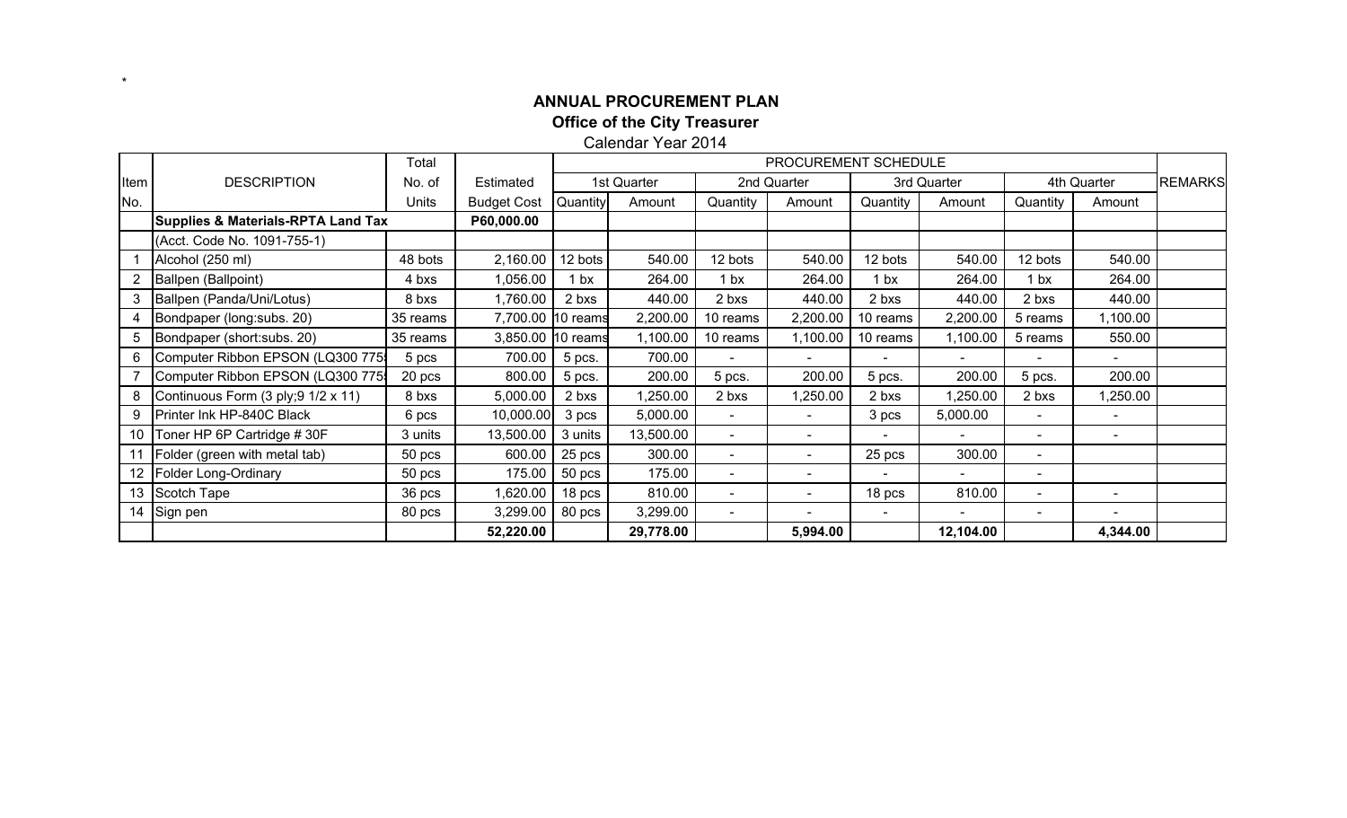*

# ANNUAL PROCUREMENT PLAN

## Office of the City Treasurer

Calendar Year 2014

| Item No. | DESCRIPTION | Total No. of Units | Estimated Budget Cost | PROCUREMENT SCHEDULE | | | | | | | | REMARKS |
|---|---|---|---|---|---|---|---|---|---|---|---|---|
| | | | | 1st Quarter | | 2nd Quarter | | 3rd Quarter | | 4th Quarter | | |
| | | | | Quantity | Amount | Quantity | Amount | Quantity | Amount | Quantity | Amount | |
| | **Supplies & Materials-RPTA Land Tax** | | **P60,000.00** | | | | | | | | | |
| | (Acct. Code No. 1091-755-1) | | | | | | | | | | | |
| 1 | Alcohol (250 ml) | 48 bots | 2,160.00 | 12 bots | 540.00 | 12 bots | 540.00 | 12 bots | 540.00 | 12 bots | 540.00 | |
| 2 | Ballpen (Ballpoint) | 4 bxs | 1,056.00 | 1 bx | 264.00 | 1 bx | 264.00 | 1 bx | 264.00 | 1 bx | 264.00 | |
| 3 | Ballpen (Panda/Uni/Lotus) | 8 bxs | 1,760.00 | 2 bxs | 440.00 | 2 bxs | 440.00 | 2 bxs | 440.00 | 2 bxs | 440.00 | |
| 4 | Bondpaper (long:subs. 20) | 35 reams | 7,700.00 | 10 reams | 2,200.00 | 10 reams | 2,200.00 | 10 reams | 2,200.00 | 5 reams | 1,100.00 | |
| 5 | Bondpaper (short:subs. 20) | 35 reams | 3,850.00 | 10 reams | 1,100.00 | 10 reams | 1,100.00 | 10 reams | 1,100.00 | 5 reams | 550.00 | |
| 6 | Computer Ribbon EPSON (LQ300 775 | 5 pcs | 700.00 | 5 pcs. | 700.00 | - | - | - | - | - | - | |
| 7 | Computer Ribbon EPSON (LQ300 775 | 20 pcs | 800.00 | 5 pcs. | 200.00 | 5 pcs. | 200.00 | 5 pcs. | 200.00 | 5 pcs. | 200.00 | |
| 8 | Continuous Form (3 ply;9 1/2 x 11) | 8 bxs | 5,000.00 | 2 bxs | 1,250.00 | 2 bxs | 1,250.00 | 2 bxs | 1,250.00 | 2 bxs | 1,250.00 | |
| 9 | Printer Ink HP-840C Black | 6 pcs | 10,000.00 | 3 pcs | 5,000.00 | - | - | 3 pcs | 5,000.00 | - | - | |
| 10 | Toner HP 6P Cartridge # 30F | 3 units | 13,500.00 | 3 units | 13,500.00 | - | - | - | - | - | - | |
| 11 | Folder (green with metal tab) | 50 pcs | 600.00 | 25 pcs | 300.00 | - | - | 25 pcs | 300.00 | - | | |
| 12 | Folder Long-Ordinary | 50 pcs | 175.00 | 50 pcs | 175.00 | - | - | - | - | - | | |
| 13 | Scotch Tape | 36 pcs | 1,620.00 | 18 pcs | 810.00 | - | - | 18 pcs | 810.00 | - | - | |
| 14 | Sign pen | 80 pcs | 3,299.00 | 80 pcs | 3,299.00 | - | - | - | - | - | - | |
| | | | **52,220.00** | | **29,778.00** | | **5,994.00** | | **12,104.00** | | **4,344.00** | |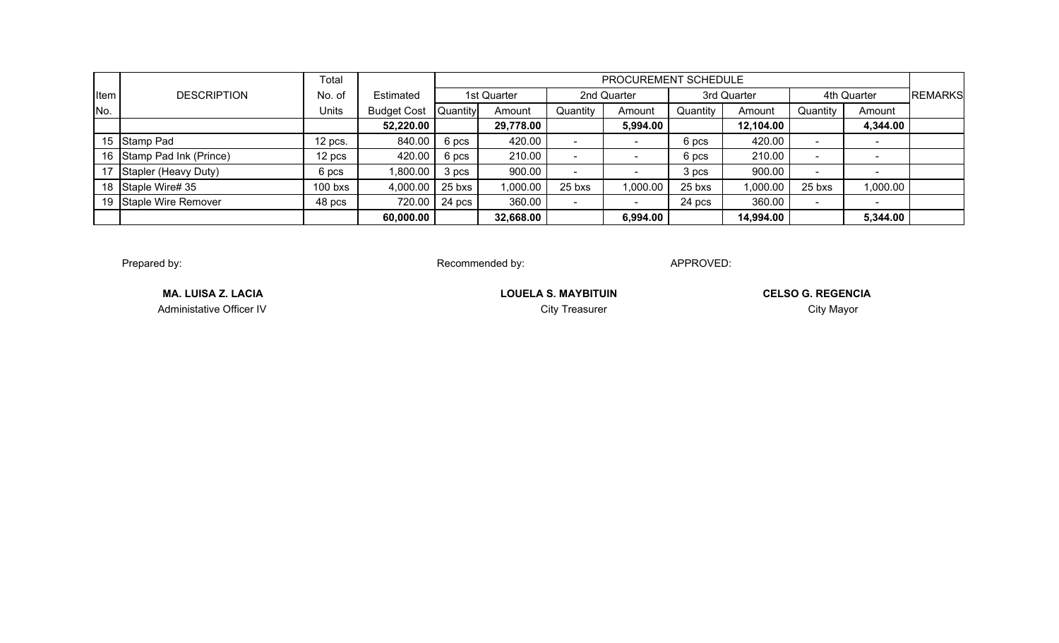| Item No. | DESCRIPTION | Total No. of Units | Estimated Budget Cost | PROCUREMENT SCHEDULE | | | | | | | | REMARKS |
|---|---|---|---|---|---|---|---|---|---|---|---|---|
| | | | | 1st Quarter | | 2nd Quarter | | 3rd Quarter | | 4th Quarter | | |
| | | | | Quantity | Amount | Quantity | Amount | Quantity | Amount | Quantity | Amount | |
| | | | **52,220.00** | | **29,778.00** | | **5,994.00** | | **12,104.00** | | **4,344.00** | |
| 15 | Stamp Pad | 12 pcs. | 840.00 | 6 pcs | 420.00 | - | - | 6 pcs | 420.00 | - | - | |
| 16 | Stamp Pad Ink (Prince) | 12 pcs | 420.00 | 6 pcs | 210.00 | - | - | 6 pcs | 210.00 | - | - | |
| 17 | Stapler (Heavy Duty) | 6 pcs | 1,800.00 | 3 pcs | 900.00 | - | - | 3 pcs | 900.00 | - | - | |
| 18 | Staple Wire# 35 | 100 bxs | 4,000.00 | 25 bxs | 1,000.00 | 25 bxs | 1,000.00 | 25 bxs | 1,000.00 | 25 bxs | 1,000.00 | |
| 19 | Staple Wire Remover | 48 pcs | 720.00 | 24 pcs | 360.00 | - | - | 24 pcs | 360.00 | - | - | |
| | | | **60,000.00** | | **32,668.00** | | **6,994.00** | | **14,994.00** | | **5,344.00** | |

Prepared by:

**MA. LUISA Z. LACIA**
Administative Officer IV

Recommended by:

**LOUELA S. MAYBITUIN**
City Treasurer

APPROVED:

**CELSO G. REGENCIA**
City Mayor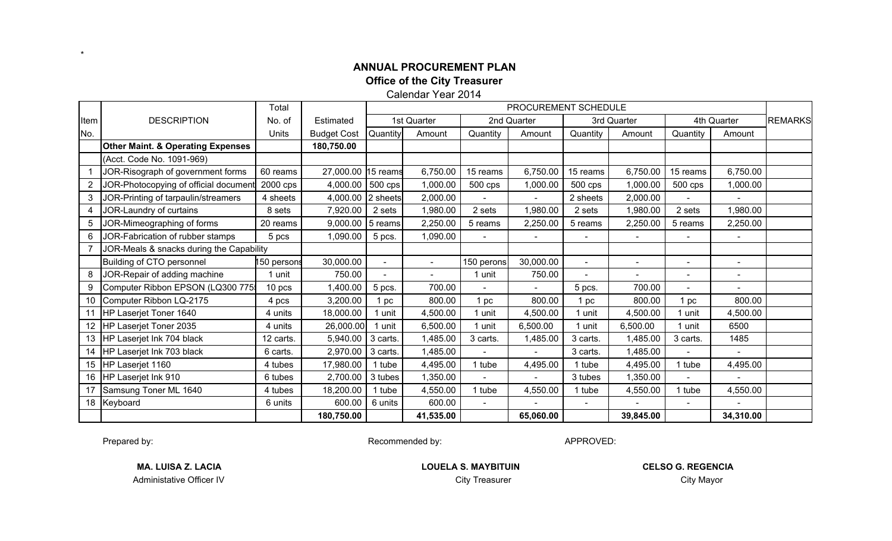*

## ANNUAL PROCUREMENT PLAN

### Office of the City Treasurer

Calendar Year 2014

| Item No. | DESCRIPTION | Total No. of Units | Estimated Budget Cost | PROCUREMENT SCHEDULE | | | | | | | | REMARKS |
|---|---|---|---|---|---|---|---|---|---|---|---|---|
| | | | | 1st Quarter | | 2nd Quarter | | 3rd Quarter | | 4th Quarter | | |
| | | | | Quantity | Amount | Quantity | Amount | Quantity | Amount | Quantity | Amount | |
| | **Other Maint. & Operating Expenses** | | **180,750.00** | | | | | | | | | |
| | (Acct. Code No. 1091-969) | | | | | | | | | | | |
| 1 | JOR-Risograph of government forms | 60 reams | 27,000.00 | 15 reams | 6,750.00 | 15 reams | 6,750.00 | 15 reams | 6,750.00 | 15 reams | 6,750.00 | |
| 2 | JOR-Photocopying of official document | 2000 cps | 4,000.00 | 500 cps | 1,000.00 | 500 cps | 1,000.00 | 500 cps | 1,000.00 | 500 cps | 1,000.00 | |
| 3 | JOR-Printing of tarpaulin/streamers | 4 sheets | 4,000.00 | 2 sheets | 2,000.00 | - | - | 2 sheets | 2,000.00 | - | - | |
| 4 | JOR-Laundry of curtains | 8 sets | 7,920.00 | 2 sets | 1,980.00 | 2 sets | 1,980.00 | 2 sets | 1,980.00 | 2 sets | 1,980.00 | |
| 5 | JOR-Mimeographing of forms | 20 reams | 9,000.00 | 5 reams | 2,250.00 | 5 reams | 2,250.00 | 5 reams | 2,250.00 | 5 reams | 2,250.00 | |
| 6 | JOR-Fabrication of rubber stamps | 5 pcs | 1,090.00 | 5 pcs. | 1,090.00 | - | - | - | - | - | - | |
| 7 | JOR-Meals & snacks during the Capability Building of CTO personnel | 150 persons | 30,000.00 | - | - | 150 perons | 30,000.00 | - | - | - | - | |
| 8 | JOR-Repair of adding machine | 1 unit | 750.00 | - | - | 1 unit | 750.00 | - | - | - | - | |
| 9 | Computer Ribbon EPSON (LQ300 775 | 10 pcs | 1,400.00 | 5 pcs. | 700.00 | - | - | 5 pcs. | 700.00 | - | - | |
| 10 | Computer Ribbon LQ-2175 | 4 pcs | 3,200.00 | 1 pc | 800.00 | 1 pc | 800.00 | 1 pc | 800.00 | 1 pc | 800.00 | |
| 11 | HP Laserjet Toner 1640 | 4 units | 18,000.00 | 1 unit | 4,500.00 | 1 unit | 4,500.00 | 1 unit | 4,500.00 | 1 unit | 4,500.00 | |
| 12 | HP Laserjet Toner 2035 | 4 units | 26,000.00 | 1 unit | 6,500.00 | 1 unit | 6,500.00 | 1 unit | 6,500.00 | 1 unit | 6500 | |
| 13 | HP Laserjet Ink 704 black | 12 carts. | 5,940.00 | 3 carts. | 1,485.00 | 3 carts. | 1,485.00 | 3 carts. | 1,485.00 | 3 carts. | 1485 | |
| 14 | HP Laserjet Ink 703 black | 6 carts. | 2,970.00 | 3 carts. | 1,485.00 | - | - | 3 carts. | 1,485.00 | - | - | |
| 15 | HP Laserjet 1160 | 4 tubes | 17,980.00 | 1 tube | 4,495.00 | 1 tube | 4,495.00 | 1 tube | 4,495.00 | 1 tube | 4,495.00 | |
| 16 | HP Laserjet Ink 910 | 6 tubes | 2,700.00 | 3 tubes | 1,350.00 | - | - | 3 tubes | 1,350.00 | - | - | |
| 17 | Samsung Toner ML 1640 | 4 tubes | 18,200.00 | 1 tube | 4,550.00 | 1 tube | 4,550.00 | 1 tube | 4,550.00 | 1 tube | 4,550.00 | |
| 18 | Keyboard | 6 units | 600.00 | 6 units | 600.00 | - | - | - | - | - | - | |
| | | | **180,750.00** | | **41,535.00** | | **65,060.00** | | **39,845.00** | | **34,310.00** | |

Prepared by:

**MA. LUISA Z. LACIA**
Administative Officer IV

Recommended by:

**LOUELA S. MAYBITUIN**
City Treasurer

APPROVED:

**CELSO G. REGENCIA**
City Mayor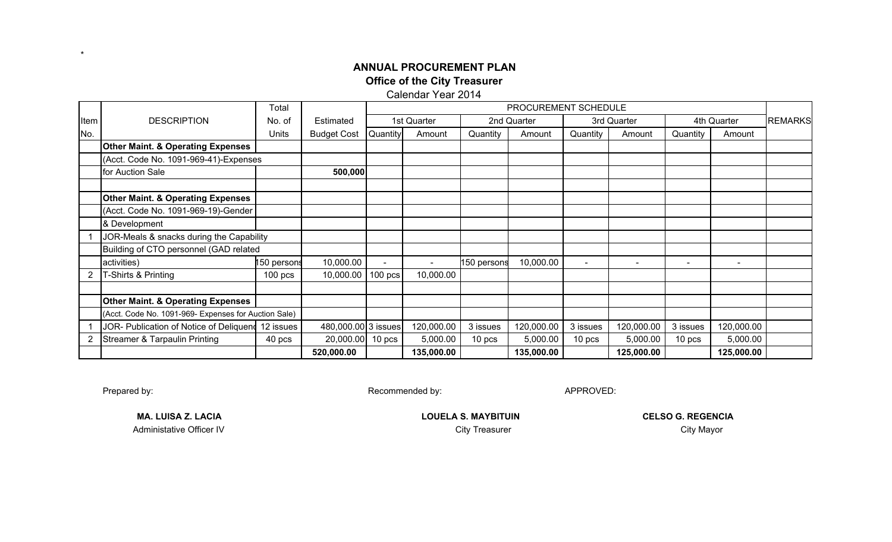*

## ANNUAL PROCUREMENT PLAN
### Office of the City Treasurer
Calendar Year 2014

| Item No. | DESCRIPTION | Total No. of Units | Estimated Budget Cost | PROCUREMENT SCHEDULE | | | | | | | | REMARKS |
|---|---|---|---|---|---|---|---|---|---|---|---|---|
| | | | | 1st Quarter | | 2nd Quarter | | 3rd Quarter | | 4th Quarter | | |
| | | | | Quantity | Amount | Quantity | Amount | Quantity | Amount | Quantity | Amount | |
| | **Other Maint. & Operating Expenses** | | | | | | | | | | | |
| | (Acct. Code No. 1091-969-41)-Expenses | | | | | | | | | | | |
| | for Auction Sale | | **500,000** | | | | | | | | | |
| | | | | | | | | | | | | |
| | **Other Maint. & Operating Expenses** | | | | | | | | | | | |
| | (Acct. Code No. 1091-969-19)-Gender | | | | | | | | | | | |
| | & Development | | | | | | | | | | | |
| 1 | JOR-Meals & snacks during the Capability | | | | | | | | | | | |
| | Building of CTO personnel (GAD related | | | | | | | | | | | |
| | activities) | 150 persons | 10,000.00 | - | - | 150 persons | 10,000.00 | - | - | - | - | |
| 2 | T-Shirts & Printing | 100 pcs | 10,000.00 | 100 pcs | 10,000.00 | | | | | | | |
| | | | | | | | | | | | | |
| | **Other Maint. & Operating Expenses** | | | | | | | | | | | |
| | (Acct. Code No. 1091-969- Expenses for Auction Sale) | | | | | | | | | | | |
| 1 | JOR- Publication of Notice of Deliquency | 12 issues | 480,000.00 | 3 issues | 120,000.00 | 3 issues | 120,000.00 | 3 issues | 120,000.00 | 3 issues | 120,000.00 | |
| 2 | Streamer & Tarpaulin Printing | 40 pcs | 20,000.00 | 10 pcs | 5,000.00 | 10 pcs | 5,000.00 | 10 pcs | 5,000.00 | 10 pcs | 5,000.00 | |
| | | | **520,000.00** | | **135,000.00** | | **135,000.00** | | **125,000.00** | | **125,000.00** | |

Prepared by:

**MA. LUISA Z. LACIA**
Administative Officer IV

Recommended by:

**LOUELA S. MAYBITUIN**
City Treasurer

APPROVED:

**CELSO G. REGENCIA**
City Mayor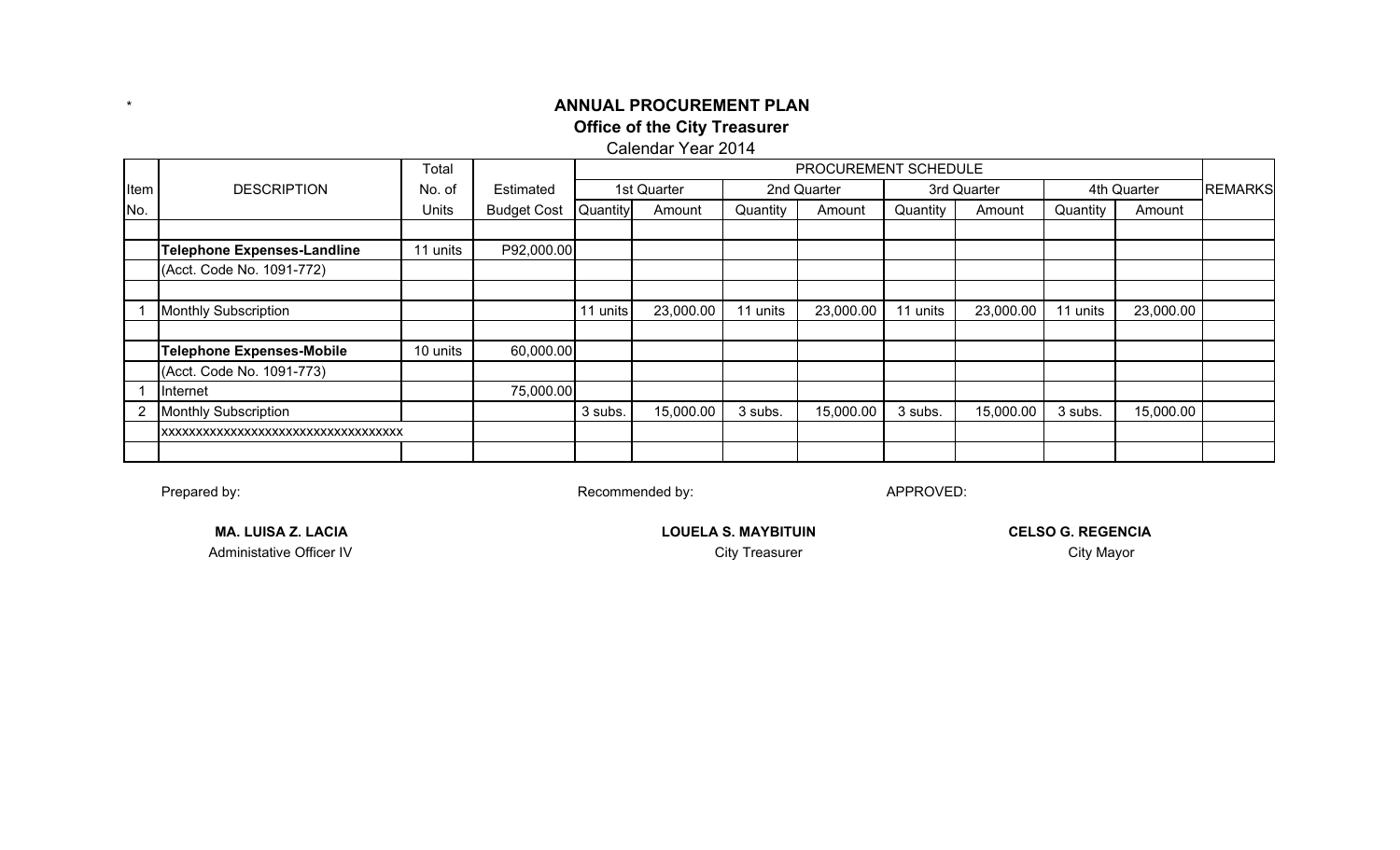*

**ANNUAL PROCUREMENT PLAN**

**Office of the City Treasurer**

Calendar Year 2014

| Item No. | DESCRIPTION | Total No. of Units | Estimated Budget Cost | PROCUREMENT SCHEDULE | | | | | | | | REMARKS |
|---|---|---|---|---|---|---|---|---|---|---|---|---|
| | | | | 1st Quarter | | 2nd Quarter | | 3rd Quarter | | 4th Quarter | | |
| | | | | Quantity | Amount | Quantity | Amount | Quantity | Amount | Quantity | Amount | |
| | | | | | | | | | | | | |
| | **Telephone Expenses-Landline** | 11 units | P92,000.00 | | | | | | | | | |
| | (Acct. Code No. 1091-772) | | | | | | | | | | | |
| | | | | | | | | | | | | |
| 1 | Monthly Subscription | | | 11 units | 23,000.00 | 11 units | 23,000.00 | 11 units | 23,000.00 | 11 units | 23,000.00 | |
| | | | | | | | | | | | | |
| | **Telephone Expenses-Mobile** | 10 units | 60,000.00 | | | | | | | | | |
| | (Acct. Code No. 1091-773) | | | | | | | | | | | |
| 1 | Internet | | 75,000.00 | | | | | | | | | |
| 2 | Monthly Subscription | | | 3 subs. | 15,000.00 | 3 subs. | 15,000.00 | 3 subs. | 15,000.00 | 3 subs. | 15,000.00 | |
| | xxxxxxxxxxxxxxxxxxxxxxxxxxxxxxxxxxx | | | | | | | | | | | |
| | | | | | | | | | | | | |

Prepared by: Recommended by: APPROVED:

**MA. LUISA Z. LACIA**
Administative Officer IV

**LOUELA S. MAYBITUIN**
City Treasurer

**CELSO G. REGENCIA**
City Mayor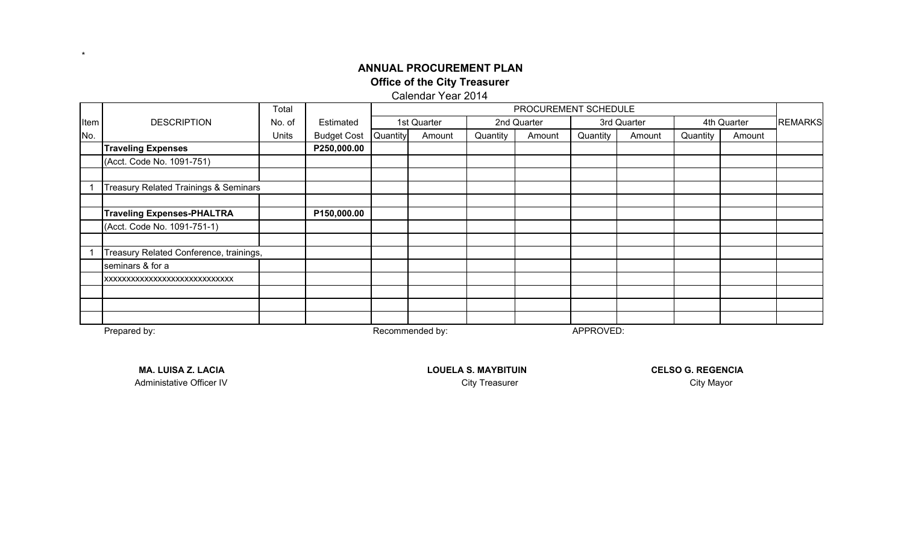*

**ANNUAL PROCUREMENT PLAN**

**Office of the City Treasurer**

Calendar Year 2014

| Item No. | DESCRIPTION | Total No. of Units | Estimated Budget Cost | PROCUREMENT SCHEDULE | | | | | | | | REMARKS |
|---|---|---|---|---|---|---|---|---|---|---|---|---|
| | | | | 1st Quarter | | 2nd Quarter | | 3rd Quarter | | 4th Quarter | | |
| | | | | Quantity | Amount | Quantity | Amount | Quantity | Amount | Quantity | Amount | |
| | **Traveling Expenses** | | **P250,000.00** | | | | | | | | | |
| | (Acct. Code No. 1091-751) | | | | | | | | | | | |
| | | | | | | | | | | | | |
| 1 | Treasury Related Trainings & Seminars | | | | | | | | | | | |
| | | | | | | | | | | | | |
| | **Traveling Expenses-PHALTRA** | | **P150,000.00** | | | | | | | | | |
| | (Acct. Code No. 1091-751-1) | | | | | | | | | | | |
| | | | | | | | | | | | | |
| 1 | Treasury Related Conference, trainings, | | | | | | | | | | | |
| | seminars & for a | | | | | | | | | | | |
| | xxxxxxxxxxxxxxxxxxxxxxxxxxxxx | | | | | | | | | | | |
| | | | | | | | | | | | | |
| | | | | | | | | | | | | |
| | | | | | | | | | | | | |

Prepared by:

**MA. LUISA Z. LACIA**
Administative Officer IV

Recommended by:

**LOUELA S. MAYBITUIN**
City Treasurer

APPROVED:

**CELSO G. REGENCIA**
City Mayor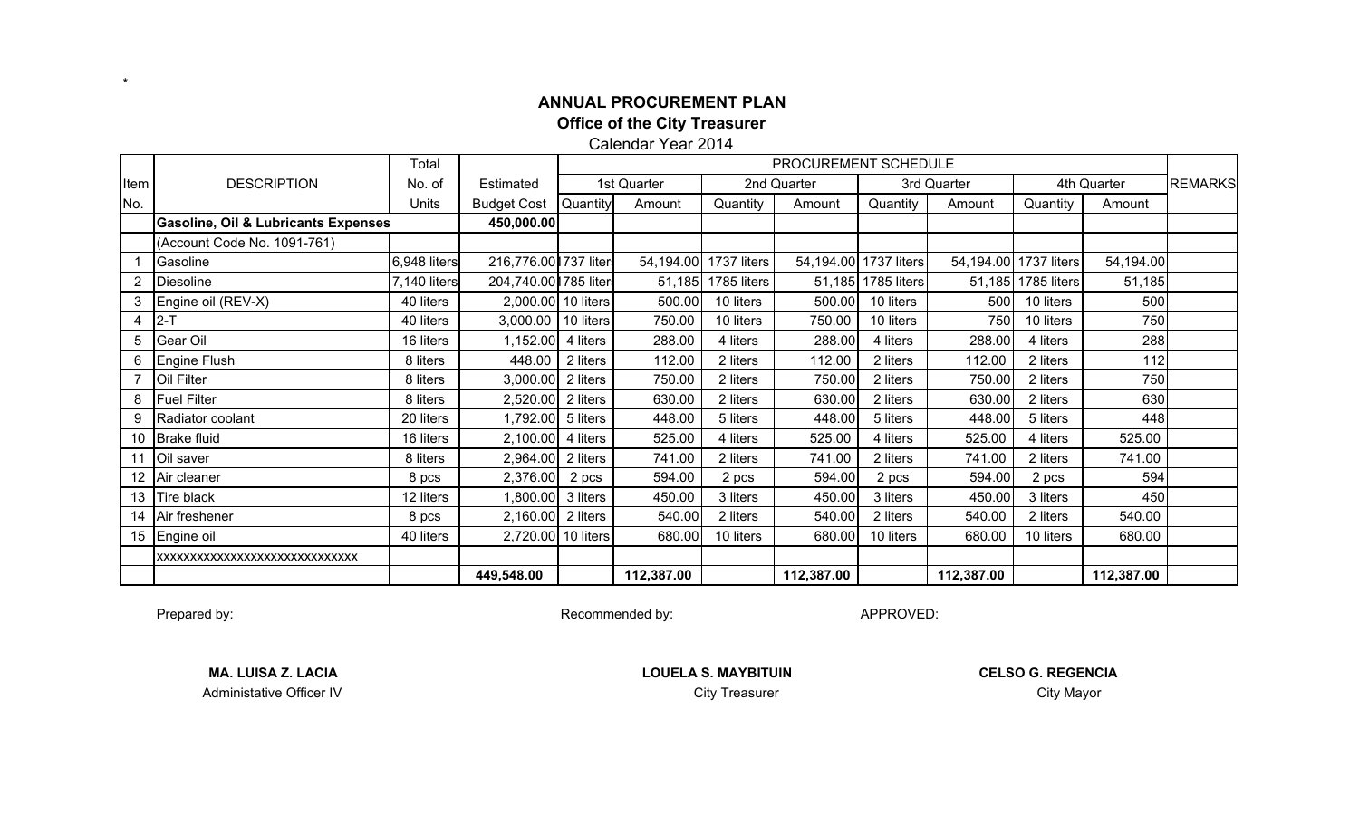*

# ANNUAL PROCUREMENT PLAN

## Office of the City Treasurer

Calendar Year 2014

| Item No. | DESCRIPTION | Total No. of Units | Estimated Budget Cost | PROCUREMENT SCHEDULE | | | | | | | | REMARKS |
|---|---|---|---|---|---|---|---|---|---|---|---|---|
| | | | | 1st Quarter | | 2nd Quarter | | 3rd Quarter | | 4th Quarter | | |
| | | | | Quantity | Amount | Quantity | Amount | Quantity | Amount | Quantity | Amount | |
| | **Gasoline, Oil & Lubricants Expenses** | | **450,000.00** | | | | | | | | | |
| | (Account Code No. 1091-761) | | | | | | | | | | | |
| 1 | Gasoline | 6,948 liters | 216,776.00 | 1737 liters | 54,194.00 | 1737 liters | 54,194.00 | 1737 liters | 54,194.00 | 1737 liters | 54,194.00 | |
| 2 | Diesoline | 7,140 liters | 204,740.00 | 1785 liters | 51,185 | 1785 liters | 51,185 | 1785 liters | 51,185 | 1785 liters | 51,185 | |
| 3 | Engine oil (REV-X) | 40 liters | 2,000.00 | 10 liters | 500.00 | 10 liters | 500.00 | 10 liters | 500 | 10 liters | 500 | |
| 4 | 2-T | 40 liters | 3,000.00 | 10 liters | 750.00 | 10 liters | 750.00 | 10 liters | 750 | 10 liters | 750 | |
| 5 | Gear Oil | 16 liters | 1,152.00 | 4 liters | 288.00 | 4 liters | 288.00 | 4 liters | 288.00 | 4 liters | 288 | |
| 6 | Engine Flush | 8 liters | 448.00 | 2 liters | 112.00 | 2 liters | 112.00 | 2 liters | 112.00 | 2 liters | 112 | |
| 7 | Oil Filter | 8 liters | 3,000.00 | 2 liters | 750.00 | 2 liters | 750.00 | 2 liters | 750.00 | 2 liters | 750 | |
| 8 | Fuel Filter | 8 liters | 2,520.00 | 2 liters | 630.00 | 2 liters | 630.00 | 2 liters | 630.00 | 2 liters | 630 | |
| 9 | Radiator coolant | 20 liters | 1,792.00 | 5 liters | 448.00 | 5 liters | 448.00 | 5 liters | 448.00 | 5 liters | 448 | |
| 10 | Brake fluid | 16 liters | 2,100.00 | 4 liters | 525.00 | 4 liters | 525.00 | 4 liters | 525.00 | 4 liters | 525.00 | |
| 11 | Oil saver | 8 liters | 2,964.00 | 2 liters | 741.00 | 2 liters | 741.00 | 2 liters | 741.00 | 2 liters | 741.00 | |
| 12 | Air cleaner | 8 pcs | 2,376.00 | 2 pcs | 594.00 | 2 pcs | 594.00 | 2 pcs | 594.00 | 2 pcs | 594 | |
| 13 | Tire black | 12 liters | 1,800.00 | 3 liters | 450.00 | 3 liters | 450.00 | 3 liters | 450.00 | 3 liters | 450 | |
| 14 | Air freshener | 8 pcs | 2,160.00 | 2 liters | 540.00 | 2 liters | 540.00 | 2 liters | 540.00 | 2 liters | 540.00 | |
| 15 | Engine oil | 40 liters | 2,720.00 | 10 liters | 680.00 | 10 liters | 680.00 | 10 liters | 680.00 | 10 liters | 680.00 | |
| | xxxxxxxxxxxxxxxxxxxxxxxxxxxxxx | | | | | | | | | | | |
| | | | **449,548.00** | | **112,387.00** | | **112,387.00** | | **112,387.00** | | **112,387.00** | |

Prepared by:

**MA. LUISA Z. LACIA**
Administative Officer IV

Recommended by:

**LOUELA S. MAYBITUIN**
City Treasurer

APPROVED:

**CELSO G. REGENCIA**
City Mayor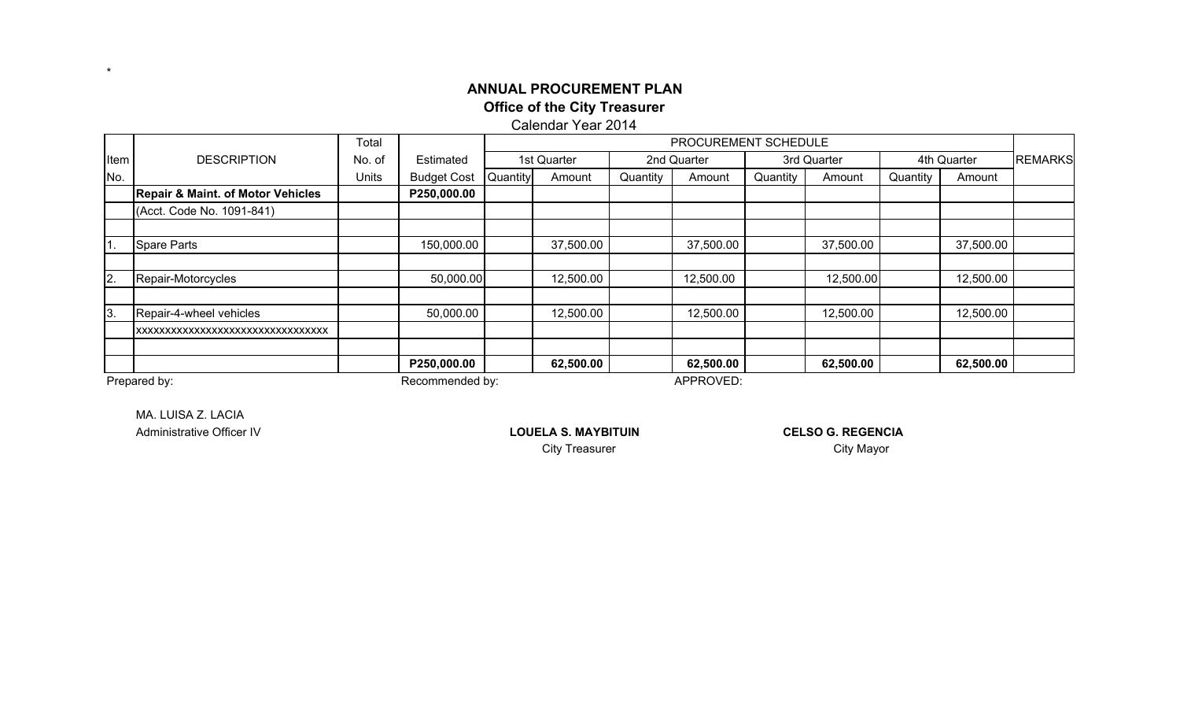*

# ANNUAL PROCUREMENT PLAN

## Office of the City Treasurer

Calendar Year 2014

| Item No. | DESCRIPTION | Total No. of Units | Estimated Budget Cost | PROCUREMENT SCHEDULE | | | | | | | | REMARKS |
|---|---|---|---|---|---|---|---|---|---|---|---|---|
| | | | | 1st Quarter | | 2nd Quarter | | 3rd Quarter | | 4th Quarter | | |
| | | | | Quantity | Amount | Quantity | Amount | Quantity | Amount | Quantity | Amount | |
| | **Repair & Maint. of Motor Vehicles** | | **P250,000.00** | | | | | | | | | |
| | (Acct. Code No. 1091-841) | | | | | | | | | | | |
| | | | | | | | | | | | | |
| 1. | Spare Parts | | 150,000.00 | | 37,500.00 | | 37,500.00 | | 37,500.00 | | 37,500.00 | |
| | | | | | | | | | | | | |
| 2. | Repair-Motorcycles | | 50,000.00 | | 12,500.00 | | 12,500.00 | | 12,500.00 | | 12,500.00 | |
| | | | | | | | | | | | | |
| 3. | Repair-4-wheel vehicles | | 50,000.00 | | 12,500.00 | | 12,500.00 | | 12,500.00 | | 12,500.00 | |
| | xxxxxxxxxxxxxxxxxxxxxxxxxxxxxxxx | | | | | | | | | | | |
| | | | | | | | | | | | | |
| | | | **P250,000.00** | | **62,500.00** | | **62,500.00** | | **62,500.00** | | **62,500.00** | |

Prepared by:

MA. LUISA Z. LACIA
Administrative Officer IV

Recommended by:

**LOUELA S. MAYBITUIN**
City Treasurer

APPROVED:

**CELSO G. REGENCIA**
City Mayor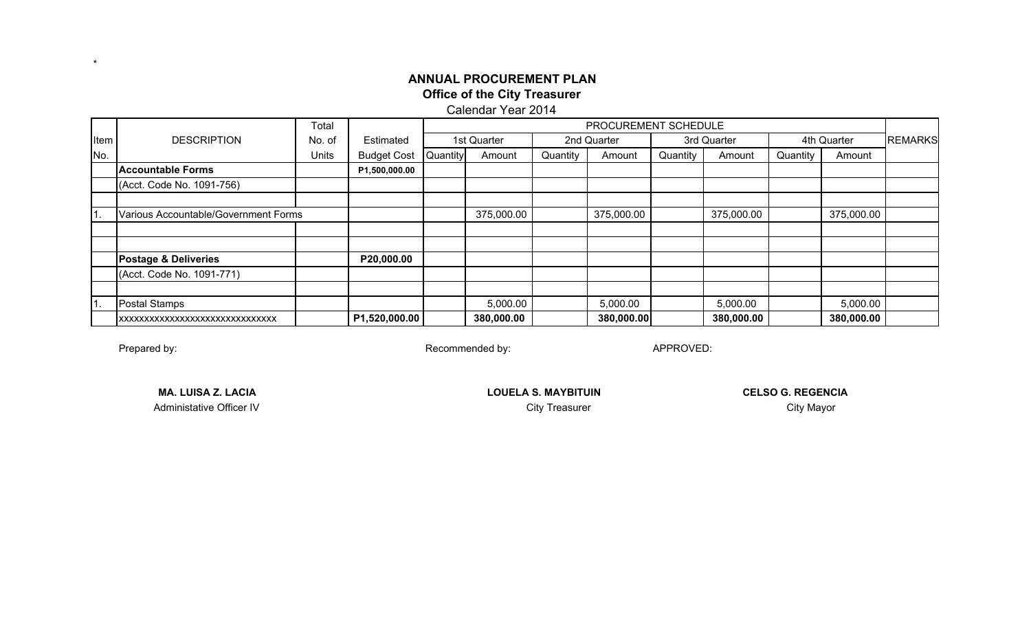*

# ANNUAL PROCUREMENT PLAN

## Office of the City Treasurer

Calendar Year 2014

| Item No. | DESCRIPTION | Total No. of Units | Estimated Budget Cost | PROCUREMENT SCHEDULE | | | | | | | | REMARKS |
|---|---|---|---|---|---|---|---|---|---|---|---|---|
| | | | | 1st Quarter | | 2nd Quarter | | 3rd Quarter | | 4th Quarter | | |
| | | | | Quantity | Amount | Quantity | Amount | Quantity | Amount | Quantity | Amount | |
| | **Accountable Forms** | | **P1,500,000.00** | | | | | | | | | |
| | (Acct. Code No. 1091-756) | | | | | | | | | | | |
| | | | | | | | | | | | | |
| 1. | Various Accountable/Government Forms | | | | 375,000.00 | | 375,000.00 | | 375,000.00 | | 375,000.00 | |
| | | | | | | | | | | | | |
| | | | | | | | | | | | | |
| | **Postage & Deliveries** | | **P20,000.00** | | | | | | | | | |
| | (Acct. Code No. 1091-771) | | | | | | | | | | | |
| | | | | | | | | | | | | |
| 1. | Postal Stamps | | | | 5,000.00 | | 5,000.00 | | 5,000.00 | | 5,000.00 | |
| | xxxxxxxxxxxxxxxxxxxxxxxxxxxxxx | | **P1,520,000.00** | | **380,000.00** | | **380,000.00** | | **380,000.00** | | **380,000.00** | |

Prepared by:

**MA. LUISA Z. LACIA**
Administative Officer IV

Recommended by:

**LOUELA S. MAYBITUIN**
City Treasurer

APPROVED:

**CELSO G. REGENCIA**
City Mayor